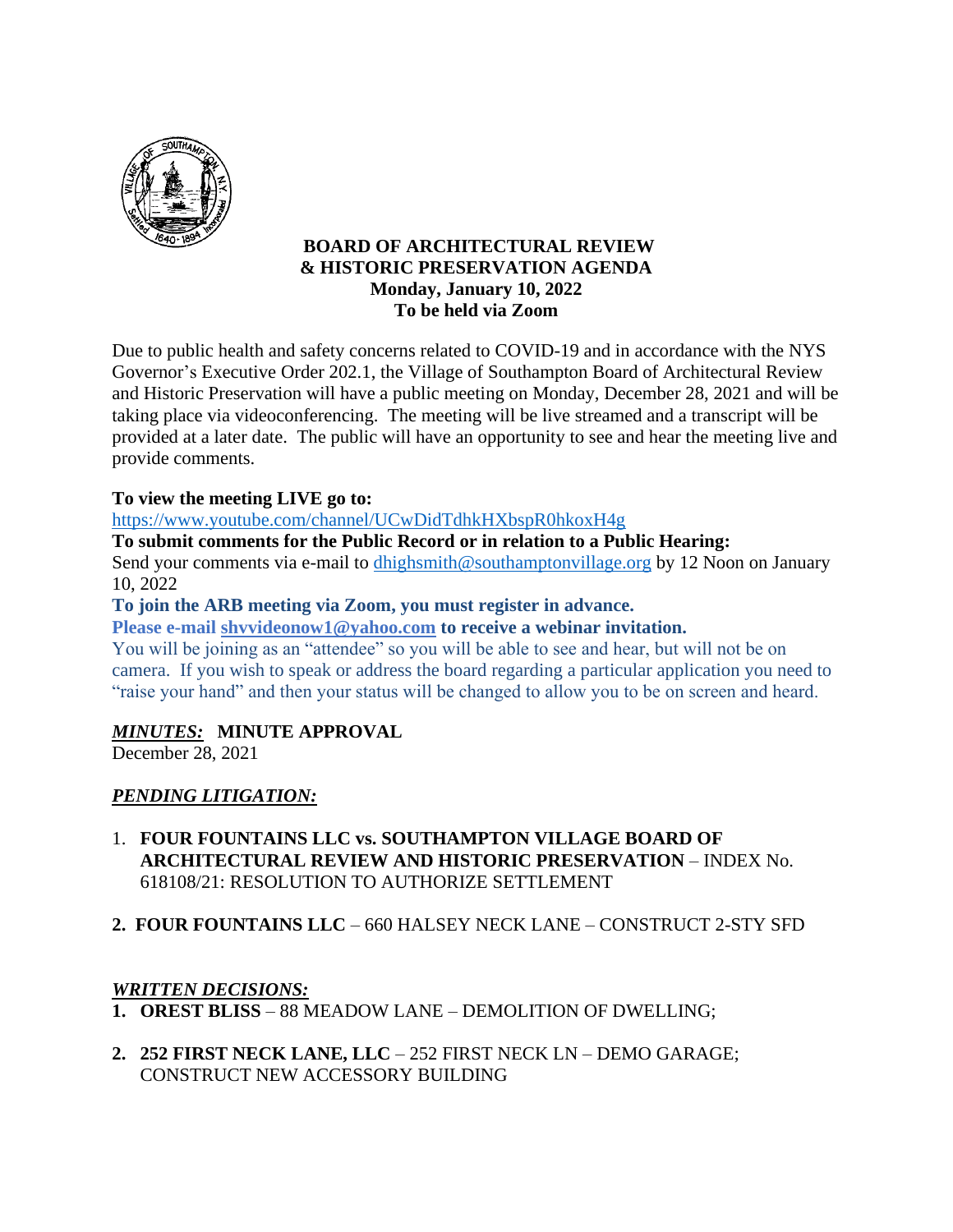# BOARD OF ARCHITECTURAL REVIEW & HISTORIC PRESERVATION AGENDA

**Monday, January 10, 2022**

**To be held via Zoom**

Due to public health and safety concerns related to COVID-19 and in accordance with the NYS Governor's Executive Order 202.1, the Village of Southampton Board of Architectural Review and Historic Preservation will have a public meeting on Monday, December 28, 2021 and will be taking place via videoconferencing. The meeting will be live streamed and a transcript will be provided at a later date. The public will have an opportunity to see and hear the meeting live and provide comments.

**To view the meeting LIVE go to:**
https://www.youtube.com/channel/UCwDidTdhkHXbspR0hkoxH4g

**To submit comments for the Public Record or in relation to a Public Hearing:**
Send your comments via e-mail to dhighsmith@southamptonvillage.org by 12 Noon on January 10, 2022

**To join the ARB meeting via Zoom, you must register in advance.**

**Please e-mail shvvideonow1@yahoo.com to receive a webinar invitation.**

You will be joining as an "attendee" so you will be able to see and hear, but will not be on camera. If you wish to speak or address the board regarding a particular application you need to "raise your hand" and then your status will be changed to allow you to be on screen and heard.

***MINUTES:*** **MINUTE APPROVAL**

December 28, 2021

***PENDING LITIGATION:***

1. **FOUR FOUNTAINS LLC vs. SOUTHAMPTON VILLAGE BOARD OF ARCHITECTURAL REVIEW AND HISTORIC PRESERVATION** – INDEX No. 618108/21: RESOLUTION TO AUTHORIZE SETTLEMENT

2. **FOUR FOUNTAINS LLC** – 660 HALSEY NECK LANE – CONSTRUCT 2-STY SFD

***WRITTEN DECISIONS:***

1. **OREST BLISS** – 88 MEADOW LANE – DEMOLITION OF DWELLING;

2. **252 FIRST NECK LANE, LLC** – 252 FIRST NECK LN – DEMO GARAGE; CONSTRUCT NEW ACCESSORY BUILDING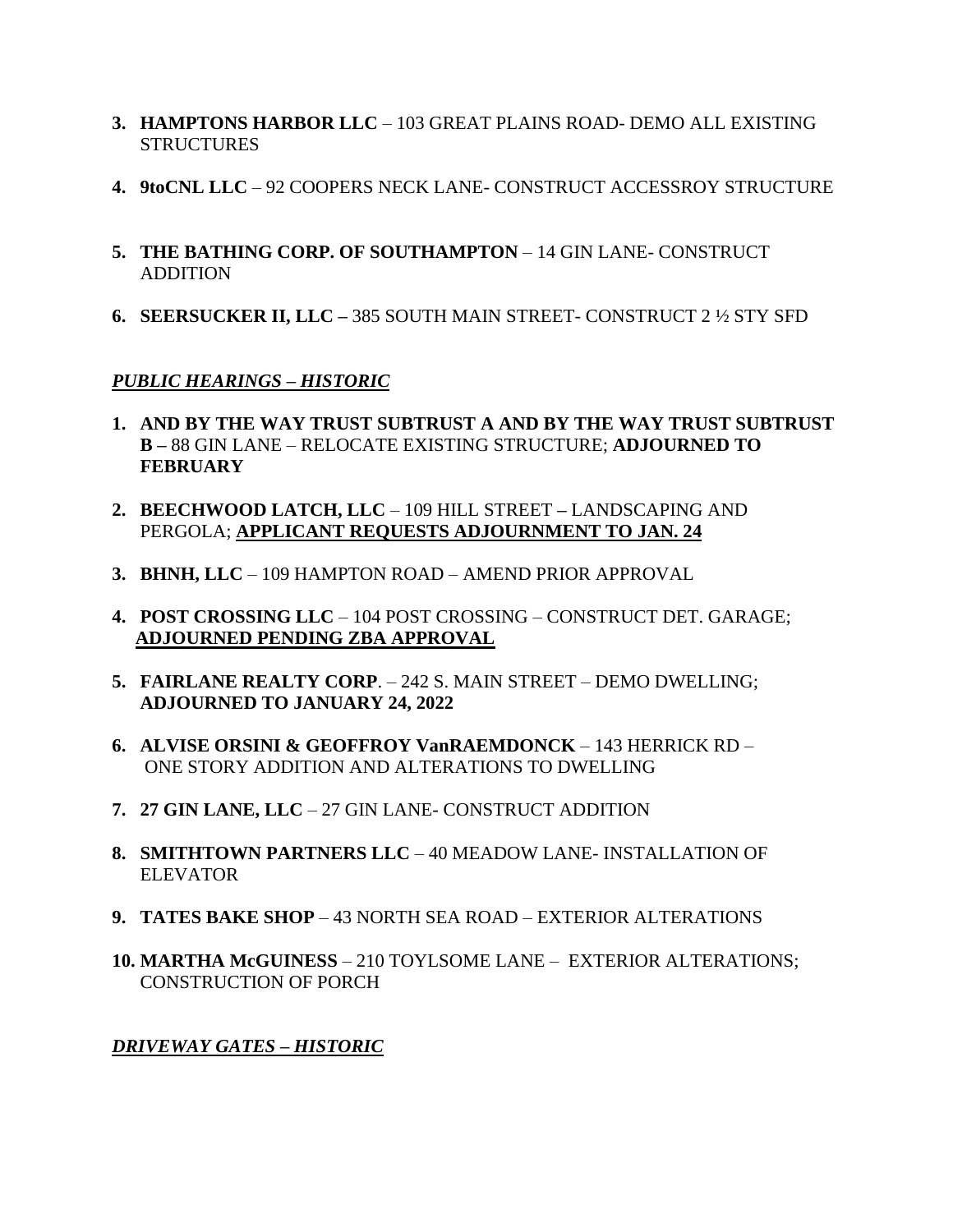3. **HAMPTONS HARBOR LLC** – 103 GREAT PLAINS ROAD- DEMO ALL EXISTING STRUCTURES

4. **9toCNL LLC** – 92 COOPERS NECK LANE- CONSTRUCT ACCESSROY STRUCTURE

5. **THE BATHING CORP. OF SOUTHAMPTON** – 14 GIN LANE- CONSTRUCT ADDITION

6. **SEERSUCKER II, LLC –** 385 SOUTH MAIN STREET- CONSTRUCT 2 ½ STY SFD

***<u>PUBLIC HEARINGS – HISTORIC</u>***

1. **AND BY THE WAY TRUST SUBTRUST A AND BY THE WAY TRUST SUBTRUST B –** 88 GIN LANE – RELOCATE EXISTING STRUCTURE; **ADJOURNED TO FEBRUARY**

2. **BEECHWOOD LATCH, LLC** – 109 HILL STREET **–** LANDSCAPING AND PERGOLA; **<u>APPLICANT REQUESTS ADJOURNMENT TO JAN. 24</u>**

3. **BHNH, LLC** – 109 HAMPTON ROAD – AMEND PRIOR APPROVAL

4. **POST CROSSING LLC** – 104 POST CROSSING – CONSTRUCT DET. GARAGE; **<u>ADJOURNED PENDING ZBA APPROVAL</u>**

5. **FAIRLANE REALTY CORP**. – 242 S. MAIN STREET – DEMO DWELLING; **ADJOURNED TO JANUARY 24, 2022**

6. **ALVISE ORSINI & GEOFFROY VanRAEMDONCK** – 143 HERRICK RD – ONE STORY ADDITION AND ALTERATIONS TO DWELLING

7. **27 GIN LANE, LLC** – 27 GIN LANE- CONSTRUCT ADDITION

8. **SMITHTOWN PARTNERS LLC** – 40 MEADOW LANE- INSTALLATION OF ELEVATOR

9. **TATES BAKE SHOP** – 43 NORTH SEA ROAD – EXTERIOR ALTERATIONS

10. **MARTHA McGUINESS** – 210 TOYLSOME LANE – EXTERIOR ALTERATIONS; CONSTRUCTION OF PORCH

***<u>DRIVEWAY GATES – HISTORIC</u>***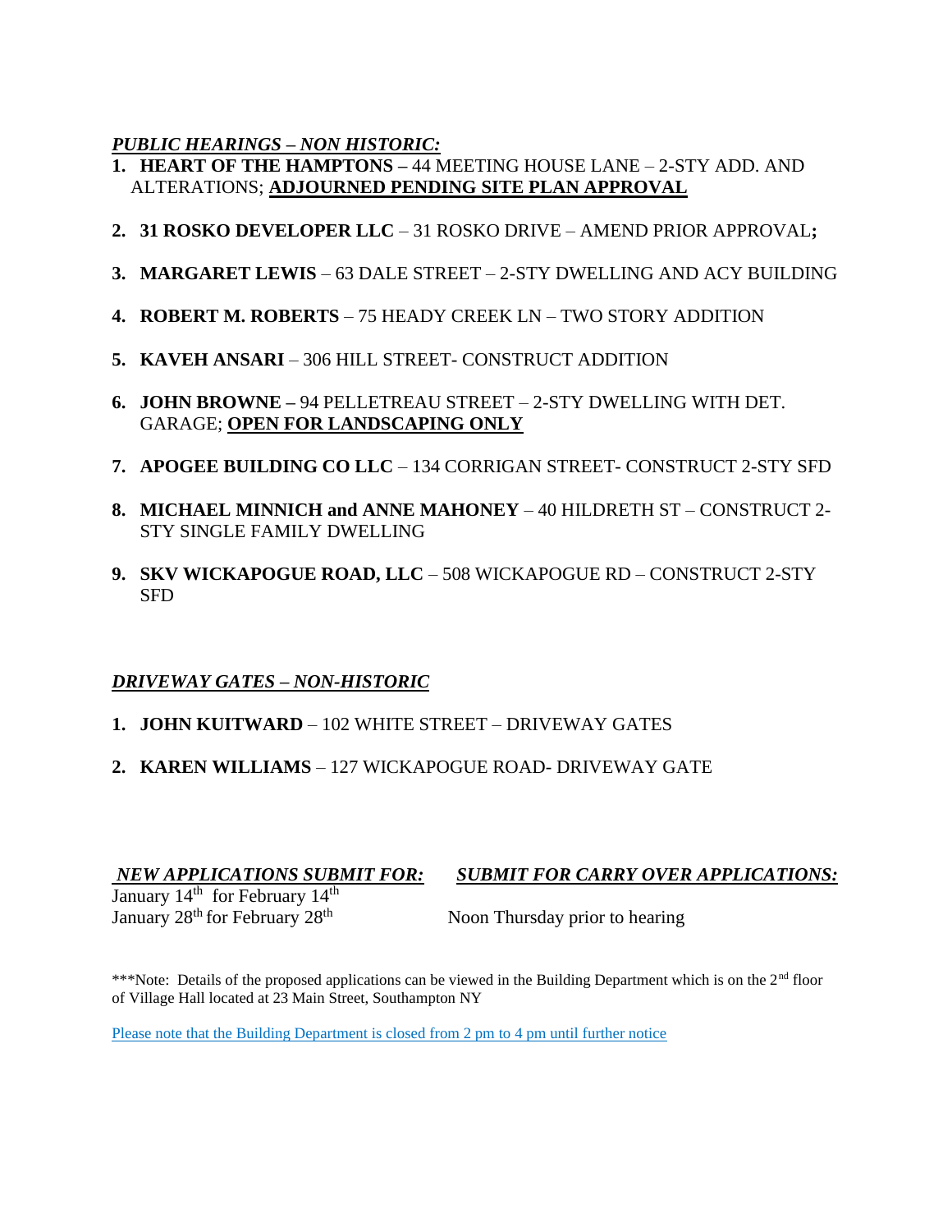***PUBLIC HEARINGS – NON HISTORIC:***

1. **HEART OF THE HAMPTONS –** 44 MEETING HOUSE LANE – 2-STY ADD. AND ALTERATIONS; **ADJOURNED PENDING SITE PLAN APPROVAL**

2. **31 ROSKO DEVELOPER LLC** – 31 ROSKO DRIVE – AMEND PRIOR APPROVAL**;**

3. **MARGARET LEWIS** – 63 DALE STREET – 2-STY DWELLING AND ACY BUILDING

4. **ROBERT M. ROBERTS** – 75 HEADY CREEK LN – TWO STORY ADDITION

5. **KAVEH ANSARI** – 306 HILL STREET- CONSTRUCT ADDITION

6. **JOHN BROWNE –** 94 PELLETREAU STREET – 2-STY DWELLING WITH DET. GARAGE; **OPEN FOR LANDSCAPING ONLY**

7. **APOGEE BUILDING CO LLC** – 134 CORRIGAN STREET- CONSTRUCT 2-STY SFD

8. **MICHAEL MINNICH and ANNE MAHONEY** – 40 HILDRETH ST – CONSTRUCT 2-STY SINGLE FAMILY DWELLING

9. **SKV WICKAPOGUE ROAD, LLC** – 508 WICKAPOGUE RD – CONSTRUCT 2-STY SFD

***DRIVEWAY GATES – NON-HISTORIC***

1. **JOHN KUITWARD** – 102 WHITE STREET – DRIVEWAY GATES

2. **KAREN WILLIAMS** – 127 WICKAPOGUE ROAD- DRIVEWAY GATE

***NEW APPLICATIONS SUBMIT FOR:***

January 14th for February 14th
January 28th for February 28th

***SUBMIT FOR CARRY OVER APPLICATIONS:***

Noon Thursday prior to hearing

***Note: Details of the proposed applications can be viewed in the Building Department which is on the 2nd floor of Village Hall located at 23 Main Street, Southampton NY

Please note that the Building Department is closed from 2 pm to 4 pm until further notice